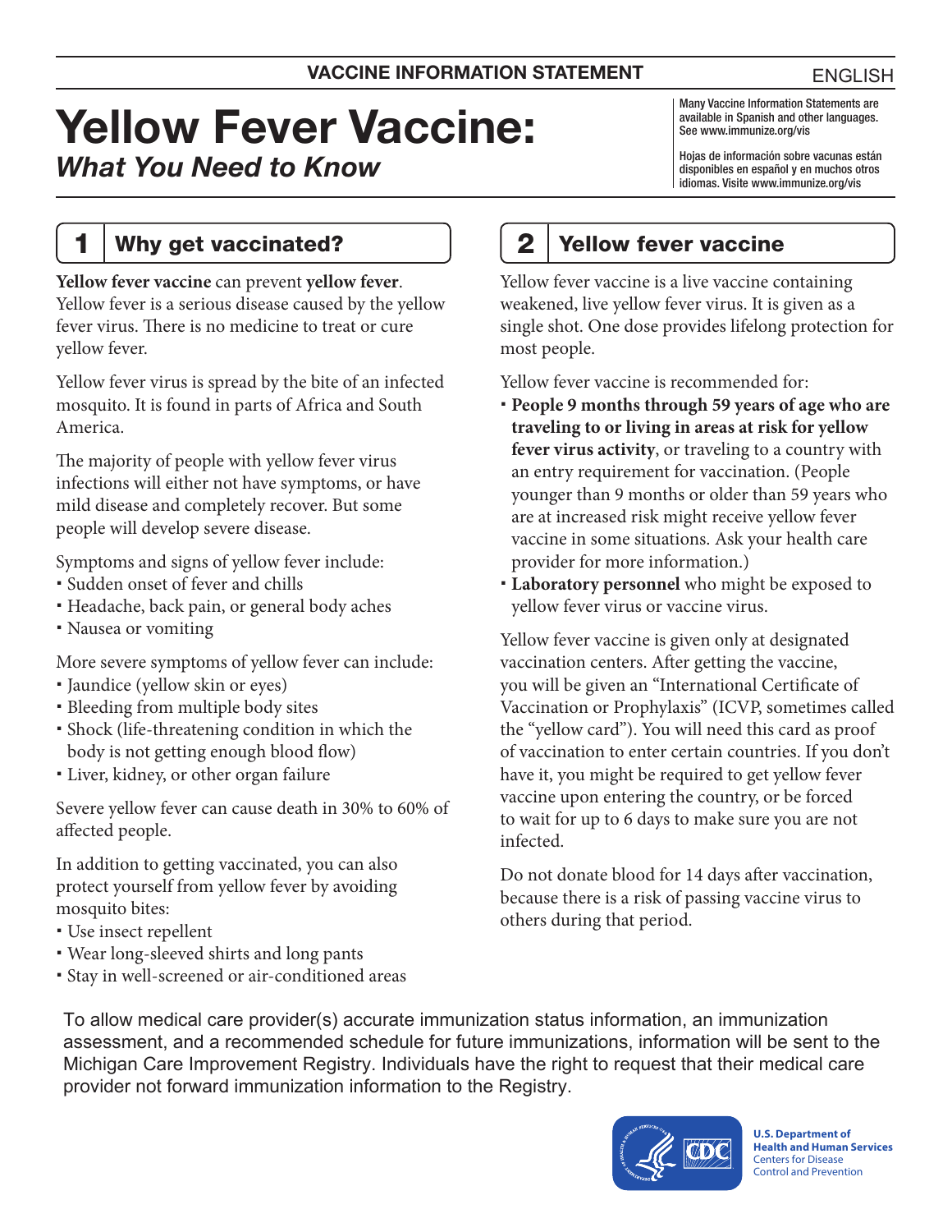VACCINE INFORMATION STATEMENT

ENGLISH

# Yellow Fever Vaccine:

*What You Need to Know*

Many Vaccine Information Statements are available in Spanish and other languages. See www.immunize.org/vis

Hojas de información sobre vacunas están disponibles en español y en muchos otros idiomas. Visite www.immunize.org/vis

## 1 Why get vaccinated?

**Yellow fever vaccine** can prevent **yellow fever**. Yellow fever is a serious disease caused by the yellow fever virus. There is no medicine to treat or cure yellow fever.

Yellow fever virus is spread by the bite of an infected mosquito. It is found in parts of Africa and South America.

The majority of people with yellow fever virus infections will either not have symptoms, or have mild disease and completely recover. But some people will develop severe disease.

Symptoms and signs of yellow fever include:

- Sudden onset of fever and chills
- Headache, back pain, or general body aches
- Nausea or vomiting

More severe symptoms of yellow fever can include:

- Jaundice (yellow skin or eyes)
- Bleeding from multiple body sites
- Shock (life-threatening condition in which the body is not getting enough blood flow)
- Liver, kidney, or other organ failure

Severe yellow fever can cause death in 30% to 60% of affected people.

In addition to getting vaccinated, you can also protect yourself from yellow fever by avoiding mosquito bites:

- Use insect repellent
- Wear long-sleeved shirts and long pants
- Stay in well-screened or air-conditioned areas

## 2 Yellow fever vaccine

Yellow fever vaccine is a live vaccine containing weakened, live yellow fever virus. It is given as a single shot. One dose provides lifelong protection for most people.

Yellow fever vaccine is recommended for:

- **People 9 months through 59 years of age who are traveling to or living in areas at risk for yellow fever virus activity**, or traveling to a country with an entry requirement for vaccination. (People younger than 9 months or older than 59 years who are at increased risk might receive yellow fever vaccine in some situations. Ask your health care provider for more information.)
- **Laboratory personnel** who might be exposed to yellow fever virus or vaccine virus.

Yellow fever vaccine is given only at designated vaccination centers. After getting the vaccine, you will be given an "International Certificate of Vaccination or Prophylaxis" (ICVP, sometimes called the "yellow card"). You will need this card as proof of vaccination to enter certain countries. If you don't have it, you might be required to get yellow fever vaccine upon entering the country, or be forced to wait for up to 6 days to make sure you are not infected.

Do not donate blood for 14 days after vaccination, because there is a risk of passing vaccine virus to others during that period.

To allow medical care provider(s) accurate immunization status information, an immunization assessment, and a recommended schedule for future immunizations, information will be sent to the Michigan Care Improvement Registry. Individuals have the right to request that their medical care provider not forward immunization information to the Registry.

**U.S. Department of Health and Human Services**
Centers for Disease Control and Prevention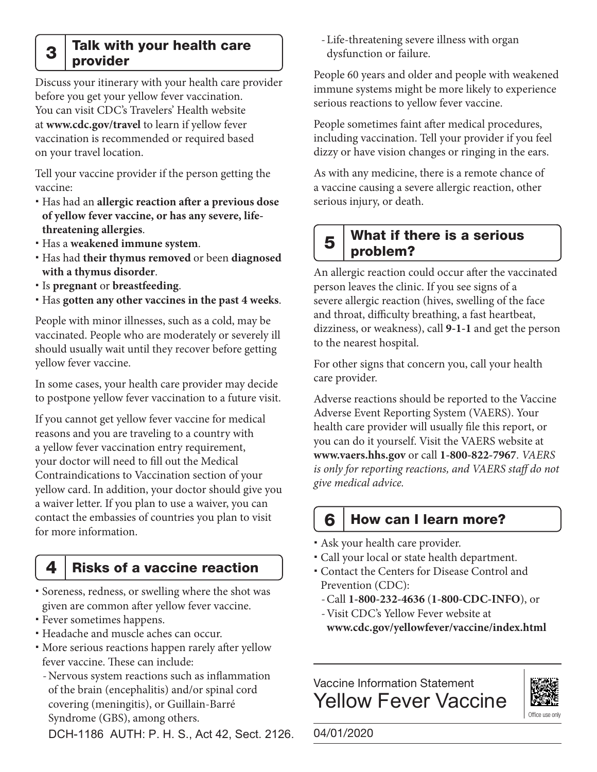## 3 Talk with your health care provider

Discuss your itinerary with your health care provider before you get your yellow fever vaccination. You can visit CDC's Travelers' Health website at **www.cdc.gov/travel** to learn if yellow fever vaccination is recommended or required based on your travel location.

Tell your vaccine provider if the person getting the vaccine:

- Has had an **allergic reaction after a previous dose of yellow fever vaccine, or has any severe, life-threatening allergies**.
- Has a **weakened immune system**.
- Has had **their thymus removed** or been **diagnosed with a thymus disorder**.
- Is **pregnant** or **breastfeeding**.
- Has **gotten any other vaccines in the past 4 weeks**.

People with minor illnesses, such as a cold, may be vaccinated. People who are moderately or severely ill should usually wait until they recover before getting yellow fever vaccine.

In some cases, your health care provider may decide to postpone yellow fever vaccination to a future visit.

If you cannot get yellow fever vaccine for medical reasons and you are traveling to a country with a yellow fever vaccination entry requirement, your doctor will need to fill out the Medical Contraindications to Vaccination section of your yellow card. In addition, your doctor should give you a waiver letter. If you plan to use a waiver, you can contact the embassies of countries you plan to visit for more information.

## 4 Risks of a vaccine reaction

- Soreness, redness, or swelling where the shot was given are common after yellow fever vaccine.
- Fever sometimes happens.
- Headache and muscle aches can occur.
- More serious reactions happen rarely after yellow fever vaccine. These can include:
  - Nervous system reactions such as inflammation of the brain (encephalitis) and/or spinal cord covering (meningitis), or Guillain-Barré Syndrome (GBS), among others.
  - Life-threatening severe illness with organ dysfunction or failure.

People 60 years and older and people with weakened immune systems might be more likely to experience serious reactions to yellow fever vaccine.

People sometimes faint after medical procedures, including vaccination. Tell your provider if you feel dizzy or have vision changes or ringing in the ears.

As with any medicine, there is a remote chance of a vaccine causing a severe allergic reaction, other serious injury, or death.

## 5 What if there is a serious problem?

An allergic reaction could occur after the vaccinated person leaves the clinic. If you see signs of a severe allergic reaction (hives, swelling of the face and throat, difficulty breathing, a fast heartbeat, dizziness, or weakness), call **9-1-1** and get the person to the nearest hospital.

For other signs that concern you, call your health care provider.

Adverse reactions should be reported to the Vaccine Adverse Event Reporting System (VAERS). Your health care provider will usually file this report, or you can do it yourself. Visit the VAERS website at **www.vaers.hhs.gov** or call **1-800-822-7967**. *VAERS is only for reporting reactions, and VAERS staff do not give medical advice.*

## 6 How can I learn more?

- Ask your health care provider.
- Call your local or state health department.
- Contact the Centers for Disease Control and Prevention (CDC):
  - Call **1-800-232-4636** (**1-800-CDC-INFO**), or
  - Visit CDC's Yellow Fever website at **www.cdc.gov/yellowfever/vaccine/index.html**

Vaccine Information Statement
Yellow Fever Vaccine

Office use only

04/01/2020

DCH-1186 AUTH: P. H. S., Act 42, Sect. 2126.